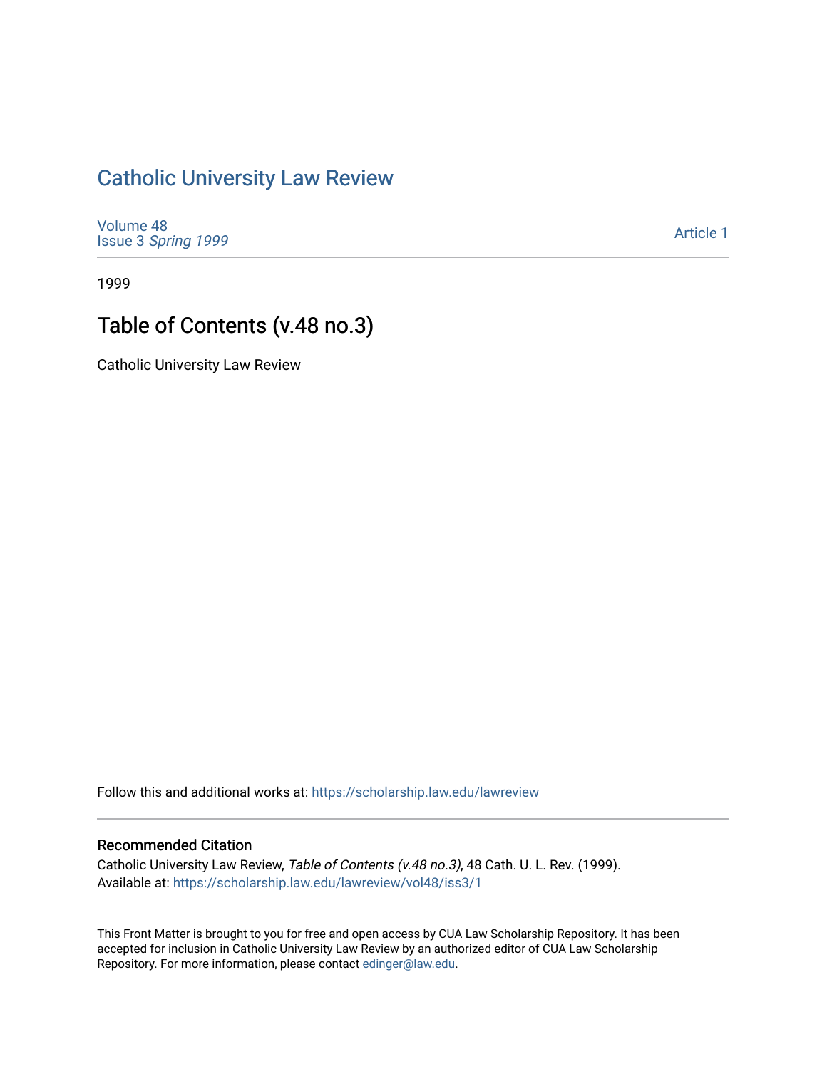# Catholic University Law Review

Volume 48
Issue 3 *Spring 1999*

Article 1

1999

## Table of Contents (v.48 no.3)

Catholic University Law Review

Follow this and additional works at: https://scholarship.law.edu/lawreview

### Recommended Citation

Catholic University Law Review, *Table of Contents (v.48 no.3)*, 48 Cath. U. L. Rev. (1999).
Available at: https://scholarship.law.edu/lawreview/vol48/iss3/1

This Front Matter is brought to you for free and open access by CUA Law Scholarship Repository. It has been accepted for inclusion in Catholic University Law Review by an authorized editor of CUA Law Scholarship Repository. For more information, please contact edinger@law.edu.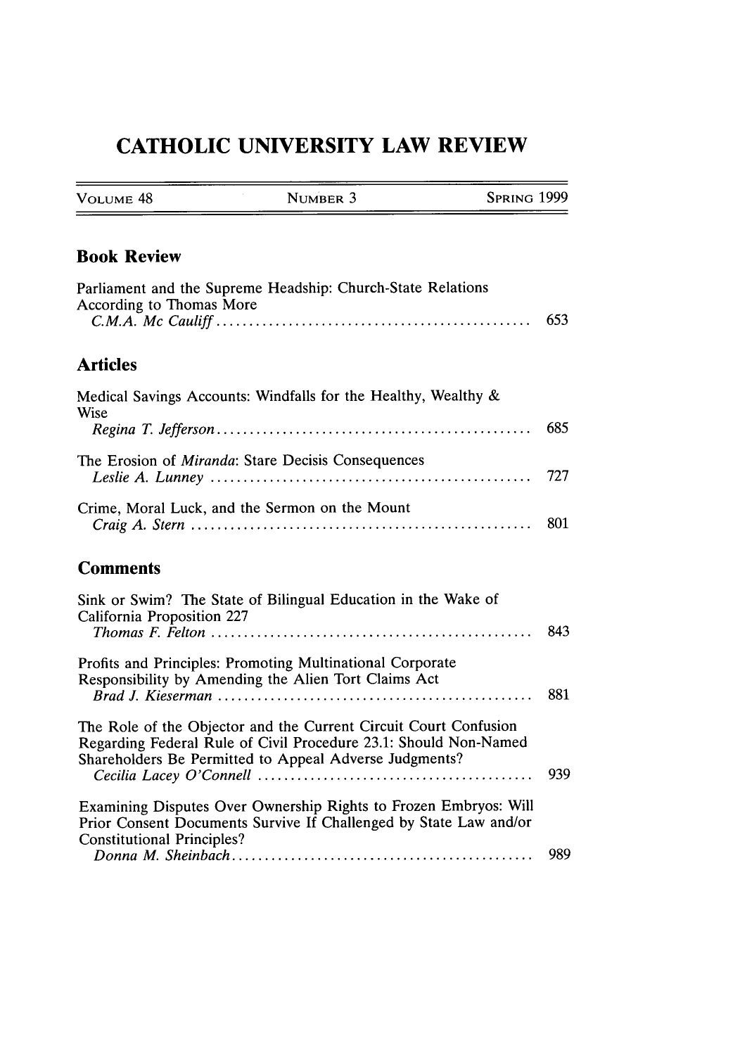# CATHOLIC UNIVERSITY LAW REVIEW

| VOLUME 48 | NUMBER 3 | SPRING 1999 |
| --- | --- | --- |

## Book Review

Parliament and the Supreme Headship: Church-State Relations According to Thomas More
*C.M.A. Mc Cauliff* ................................................ 653

## Articles

Medical Savings Accounts: Windfalls for the Healthy, Wealthy & Wise
*Regina T. Jefferson* ................................................ 685

The Erosion of *Miranda*: Stare Decisis Consequences
*Leslie A. Lunney* ................................................ 727

Crime, Moral Luck, and the Sermon on the Mount
*Craig A. Stern* ................................................ 801

## Comments

Sink or Swim? The State of Bilingual Education in the Wake of California Proposition 227
*Thomas F. Felton* ................................................ 843

Profits and Principles: Promoting Multinational Corporate Responsibility by Amending the Alien Tort Claims Act
*Brad J. Kieserman* ................................................ 881

The Role of the Objector and the Current Circuit Court Confusion Regarding Federal Rule of Civil Procedure 23.1: Should Non-Named Shareholders Be Permitted to Appeal Adverse Judgments?
*Cecilia Lacey O'Connell* ................................................ 939

Examining Disputes Over Ownership Rights to Frozen Embryos: Will Prior Consent Documents Survive If Challenged by State Law and/or Constitutional Principles?
*Donna M. Sheinbach* ................................................ 989